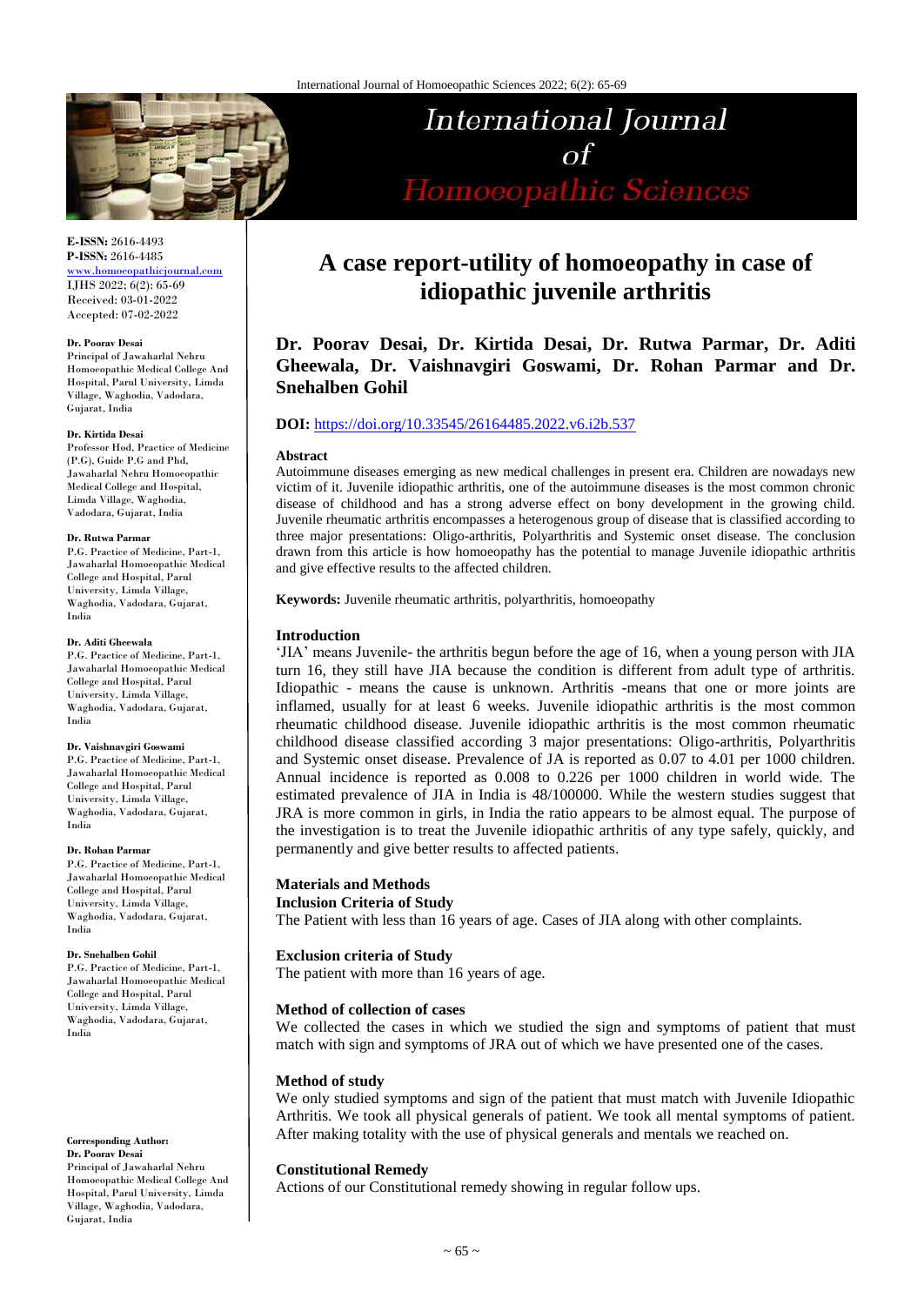# A case report-utility of homoeopathy in case of idiopathic juvenile arthritis

**Dr. Poorav Desai, Dr. Kirtida Desai, Dr. Rutwa Parmar, Dr. Aditi Gheewala, Dr. Vaishnavgiri Goswami, Dr. Rohan Parmar and Dr. Snehalben Gohil**

**E-ISSN:** 2616-4493
**P-ISSN:** 2616-4485
www.homoeopathicjournal.com
IJHS 2022; 6(2): 65-69
Received: 03-01-2022
Accepted: 07-02-2022

**Dr. Poorav Desai**
Principal of Jawaharlal Nehru Homoeopathic Medical College And Hospital, Parul University, Limda Village, Waghodia, Vadodara, Gujarat, India

**Dr. Kirtida Desai**
Professor Hod, Practice of Medicine (P.G), Guide P.G and Phd, Jawaharlal Nehru Homoeopathic Medical College and Hospital, Limda Village, Waghodia, Vadodara, Gujarat, India

**Dr. Rutwa Parmar**
P.G. Practice of Medicine, Part-1, Jawaharlal Homoeopathic Medical College and Hospital, Parul University, Limda Village, Waghodia, Vadodara, Gujarat, India

**Dr. Aditi Gheewala**
P.G. Practice of Medicine, Part-1, Jawaharlal Homoeopathic Medical College and Hospital, Parul University, Limda Village, Waghodia, Vadodara, Gujarat, India

**Dr. Vaishnavgiri Goswami**
P.G. Practice of Medicine, Part-1, Jawaharlal Homoeopathic Medical College and Hospital, Parul University, Limda Village, Waghodia, Vadodara, Gujarat, India

**Dr. Rohan Parmar**
P.G. Practice of Medicine, Part-1, Jawaharlal Homoeopathic Medical College and Hospital, Parul University, Limda Village, Waghodia, Vadodara, Gujarat, India

**Dr. Snehalben Gohil**
P.G. Practice of Medicine, Part-1, Jawaharlal Homoeopathic Medical College and Hospital, Parul University, Limda Village, Waghodia, Vadodara, Gujarat, India

**Corresponding Author:**
**Dr. Poorav Desai**
Principal of Jawaharlal Nehru Homoeopathic Medical College And Hospital, Parul University, Limda Village, Waghodia, Vadodara, Gujarat, India

**DOI:** https://doi.org/10.33545/26164485.2022.v6.i2b.537

### Abstract

Autoimmune diseases emerging as new medical challenges in present era. Children are nowadays new victim of it. Juvenile idiopathic arthritis, one of the autoimmune diseases is the most common chronic disease of childhood and has a strong adverse effect on bony development in the growing child. Juvenile rheumatic arthritis encompasses a heterogenous group of disease that is classified according to three major presentations: Oligo-arthritis, Polyarthritis and Systemic onset disease. The conclusion drawn from this article is how homoeopathy has the potential to manage Juvenile idiopathic arthritis and give effective results to the affected children.

**Keywords:** Juvenile rheumatic arthritis, polyarthritis, homoeopathy

### Introduction

'JIA' means Juvenile- the arthritis begun before the age of 16, when a young person with JIA turn 16, they still have JIA because the condition is different from adult type of arthritis. Idiopathic - means the cause is unknown. Arthritis -means that one or more joints are inflamed, usually for at least 6 weeks. Juvenile idiopathic arthritis is the most common rheumatic childhood disease. Juvenile idiopathic arthritis is the most common rheumatic childhood disease classified according 3 major presentations: Oligo-arthritis, Polyarthritis and Systemic onset disease. Prevalence of JA is reported as 0.07 to 4.01 per 1000 children. Annual incidence is reported as 0.008 to 0.226 per 1000 children in world wide. The estimated prevalence of JIA in India is 48/100000. While the western studies suggest that JRA is more common in girls, in India the ratio appears to be almost equal. The purpose of the investigation is to treat the Juvenile idiopathic arthritis of any type safely, quickly, and permanently and give better results to affected patients.

### Materials and Methods

#### Inclusion Criteria of Study

The Patient with less than 16 years of age. Cases of JIA along with other complaints.

#### Exclusion criteria of Study

The patient with more than 16 years of age.

#### Method of collection of cases

We collected the cases in which we studied the sign and symptoms of patient that must match with sign and symptoms of JRA out of which we have presented one of the cases.

#### Method of study

We only studied symptoms and sign of the patient that must match with Juvenile Idiopathic Arthritis. We took all physical generals of patient. We took all mental symptoms of patient. After making totality with the use of physical generals and mentals we reached on.

#### Constitutional Remedy

Actions of our Constitutional remedy showing in regular follow ups.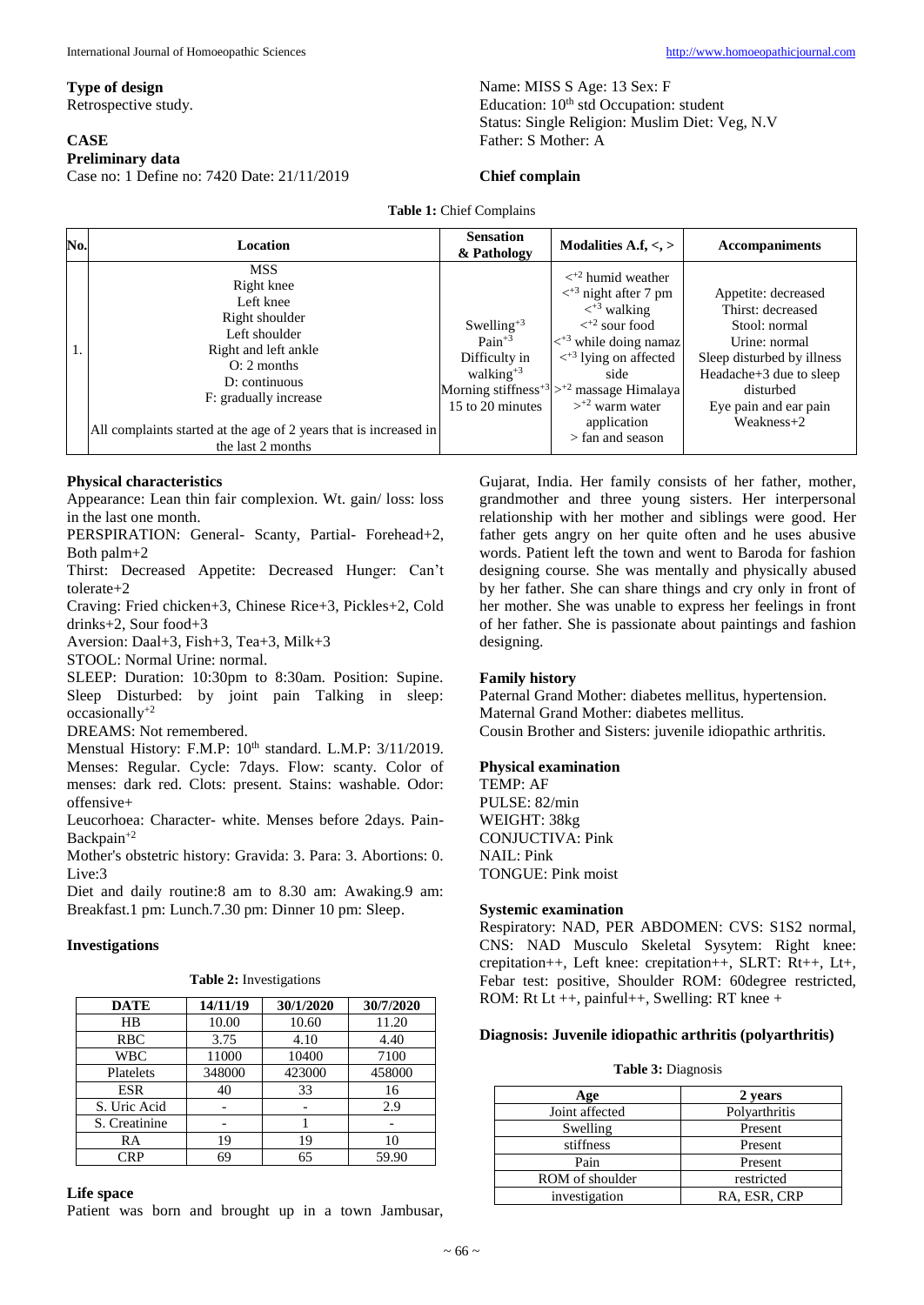### Type of design

Retrospective study.

### CASE

**Preliminary data**

Case no: 1 Define no: 7420 Date: 21/11/2019

Name: MISS S Age: 13 Sex: F
Education: 10th std Occupation: student
Status: Single Religion: Muslim Diet: Veg, N.V
Father: S Mother: A

### Chief complain

**Table 1:** Chief Complains

| No. | Location | Sensation & Pathology | Modalities A.f, <, > | Accompaniments |
|---|---|---|---|---|
| 1. | MSS<br>Right knee<br>Left knee<br>Right shoulder<br>Left shoulder<br>Right and left ankle<br>O: 2 months<br>D: continuous<br>F: gradually increase<br><br>All complaints started at the age of 2 years that is increased in the last 2 months | Swelling+3<br>Pain+3<br>Difficulty in walking+3<br>Morning stiffness+3<br>15 to 20 minutes | <+2 humid weather<br><+3 night after 7 pm<br><+3 walking<br><+2 sour food<br><+3 while doing namaz<br><+3 lying on affected side<br>>+2 massage Himalaya<br>>+2 warm water application<br>> fan and season | Appetite: decreased<br>Thirst: decreased<br>Stool: normal<br>Urine: normal<br>Sleep disturbed by illness<br>Headache+3 due to sleep disturbed<br>Eye pain and ear pain<br>Weakness+2 |

### Physical characteristics

Appearance: Lean thin fair complexion. Wt. gain/ loss: loss in the last one month.

PERSPIRATION: General- Scanty, Partial- Forehead+2, Both palm+2

Thirst: Decreased Appetite: Decreased Hunger: Can't tolerate+2

Craving: Fried chicken+3, Chinese Rice+3, Pickles+2, Cold drinks+2, Sour food+3

Aversion: Daal+3, Fish+3, Tea+3, Milk+3

STOOL: Normal Urine: normal.

SLEEP: Duration: 10:30pm to 8:30am. Position: Supine. Sleep Disturbed: by joint pain Talking in sleep: occasionally+2

DREAMS: Not remembered.

Menstual History: F.M.P: 10th standard. L.M.P: 3/11/2019. Menses: Regular. Cycle: 7days. Flow: scanty. Color of menses: dark red. Clots: present. Stains: washable. Odor: offensive+

Leucorhoea: Character- white. Menses before 2days. Pain-Backpain+2

Mother's obstetric history: Gravida: 3. Para: 3. Abortions: 0. Live:3

Diet and daily routine:8 am to 8.30 am: Awaking.9 am: Breakfast.1 pm: Lunch.7.30 pm: Dinner 10 pm: Sleep.

### Investigations

**Table 2:** Investigations

| DATE | 14/11/19 | 30/1/2020 | 30/7/2020 |
|---|---|---|---|
| HB | 10.00 | 10.60 | 11.20 |
| RBC | 3.75 | 4.10 | 4.40 |
| WBC | 11000 | 10400 | 7100 |
| Platelets | 348000 | 423000 | 458000 |
| ESR | 40 | 33 | 16 |
| S. Uric Acid | - | - | 2.9 |
| S. Creatinine | - | 1 | - |
| RA | 19 | 19 | 10 |
| CRP | 69 | 65 | 59.90 |

### Life space

Patient was born and brought up in a town Jambusar, Gujarat, India. Her family consists of her father, mother, grandmother and three young sisters. Her interpersonal relationship with her mother and siblings were good. Her father gets angry on her quite often and he uses abusive words. Patient left the town and went to Baroda for fashion designing course. She was mentally and physically abused by her father. She can share things and cry only in front of her mother. She was unable to express her feelings in front of her father. She is passionate about paintings and fashion designing.

### Family history

Paternal Grand Mother: diabetes mellitus, hypertension.
Maternal Grand Mother: diabetes mellitus.
Cousin Brother and Sisters: juvenile idiopathic arthritis.

### Physical examination

TEMP: AF
PULSE: 82/min
WEIGHT: 38kg
CONJUCTIVA: Pink
NAIL: Pink
TONGUE: Pink moist

### Systemic examination

Respiratory: NAD, PER ABDOMEN: CVS: S1S2 normal, CNS: NAD Musculo Skeletal Sysytem: Right knee: crepitation++, Left knee: crepitation++, SLRT: Rt++, Lt+, Febar test: positive, Shoulder ROM: 60degree restricted, ROM: Rt Lt ++, painful++, Swelling: RT knee +

### Diagnosis: Juvenile idiopathic arthritis (polyarthritis)

**Table 3:** Diagnosis

| Age | 2 years |
|---|---|
| Joint affected | Polyarthritis |
| Swelling | Present |
| stiffness | Present |
| Pain | Present |
| ROM of shoulder | restricted |
| investigation | RA, ESR, CRP |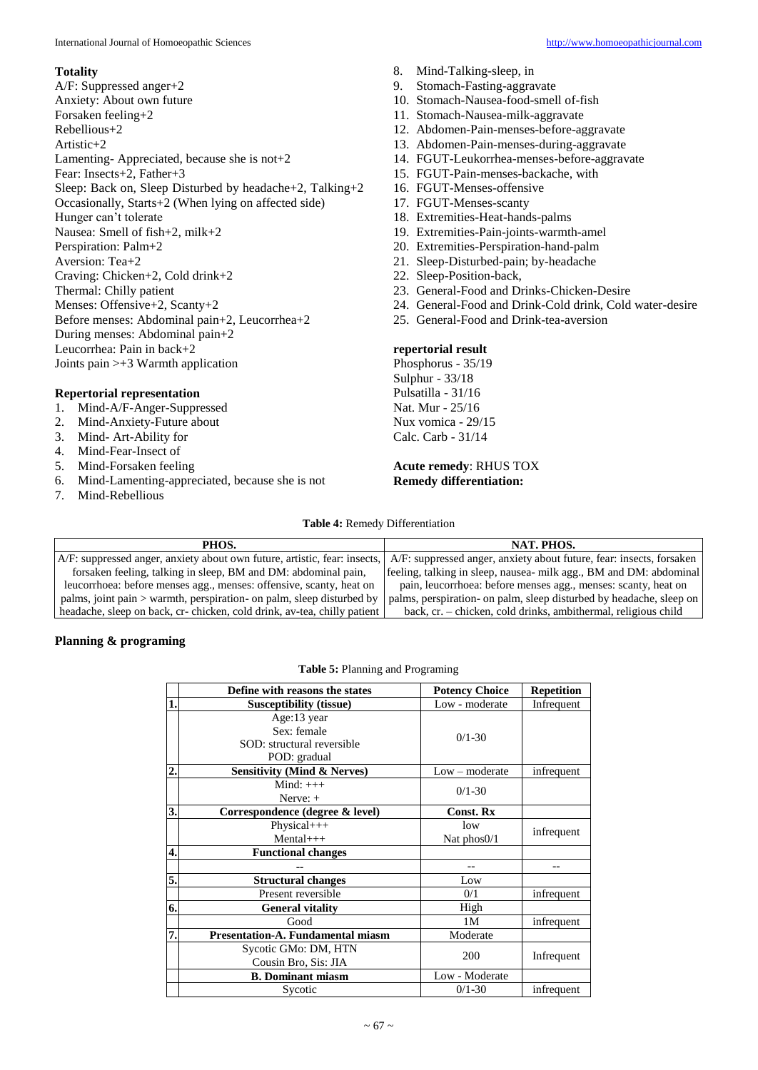**Totality**

A/F: Suppressed anger+2
Anxiety: About own future
Forsaken feeling+2
Rebellious+2
Artistic+2
Lamenting- Appreciated, because she is not+2
Fear: Insects+2, Father+3
Sleep: Back on, Sleep Disturbed by headache+2, Talking+2
Occasionally, Starts+2 (When lying on affected side)
Hunger can't tolerate
Nausea: Smell of fish+2, milk+2
Perspiration: Palm+2
Aversion: Tea+2
Craving: Chicken+2, Cold drink+2
Thermal: Chilly patient
Menses: Offensive+2, Scanty+2
Before menses: Abdominal pain+2, Leucorrhea+2
During menses: Abdominal pain+2
Leucorrhea: Pain in back+2
Joints pain >+3 Warmth application

**Repertorial representation**

1. Mind-A/F-Anger-Suppressed
2. Mind-Anxiety-Future about
3. Mind- Art-Ability for
4. Mind-Fear-Insect of
5. Mind-Forsaken feeling
6. Mind-Lamenting-appreciated, because she is not
7. Mind-Rebellious
8. Mind-Talking-sleep, in
9. Stomach-Fasting-aggravate
10. Stomach-Nausea-food-smell of-fish
11. Stomach-Nausea-milk-aggravate
12. Abdomen-Pain-menses-before-aggravate
13. Abdomen-Pain-menses-during-aggravate
14. FGUT-Leukorrhea-menses-before-aggravate
15. FGUT-Pain-menses-backache, with
16. FGUT-Menses-offensive
17. FGUT-Menses-scanty
18. Extremities-Heat-hands-palms
19. Extremities-Pain-joints-warmth-amel
20. Extremities-Perspiration-hand-palm
21. Sleep-Disturbed-pain; by-headache
22. Sleep-Position-back,
23. General-Food and Drinks-Chicken-Desire
24. General-Food and Drink-Cold drink, Cold water-desire
25. General-Food and Drink-tea-aversion

**repertorial result**

Phosphorus - 35/19
Sulphur - 33/18
Pulsatilla - 31/16
Nat. Mur - 25/16
Nux vomica - 29/15
Calc. Carb - 31/14

**Acute remedy**: RHUS TOX
**Remedy differentiation:**

**Table 4:** Remedy Differentiation

| PHOS. | NAT. PHOS. |
|---|---|
| A/F: suppressed anger, anxiety about own future, artistic, fear: insects, forsaken feeling, talking in sleep, BM and DM: abdominal pain, leucorrhoea: before menses agg., menses: offensive, scanty, heat on palms, joint pain > warmth, perspiration- on palm, sleep disturbed by headache, sleep on back, cr- chicken, cold drink, av-tea, chilly patient | A/F: suppressed anger, anxiety about future, fear: insects, forsaken feeling, talking in sleep, nausea- milk agg., BM and DM: abdominal pain, leucorrhoea: before menses agg., menses: scanty, heat on palms, perspiration- on palm, sleep disturbed by headache, sleep on back, cr. – chicken, cold drinks, ambithermal, religious child |

**Planning & programing**

**Table 5:** Planning and Programing

| | Define with reasons the states | Potency Choice | Repetition |
|---|---|---|---|
| 1. | **Susceptibility (tissue)** | Low - moderate | Infrequent |
| | Age:13 year<br>Sex: female<br>SOD: structural reversible<br>POD: gradual | 0/1-30 | |
| 2. | **Sensitivity (Mind & Nerves)** | Low – moderate | infrequent |
| | Mind: +++<br>Nerve: + | 0/1-30 | |
| 3. | **Correspondence (degree & level)** | **Const. Rx** | |
| | Physical+++<br>Mental+++ | low<br>Nat phos0/1 | infrequent |
| 4. | **Functional changes** | | |
| | -- | -- | -- |
| 5. | **Structural changes** | Low | |
| | Present reversible | 0/1 | infrequent |
| 6. | **General vitality** | High | |
| | Good | 1M | infrequent |
| 7. | **Presentation-A. Fundamental miasm** | Moderate | |
| | Sycotic GMo: DM, HTN<br>Cousin Bro, Sis: JIA | 200 | Infrequent |
| | **B. Dominant miasm** | Low - Moderate | |
| | Sycotic | 0/1-30 | infrequent |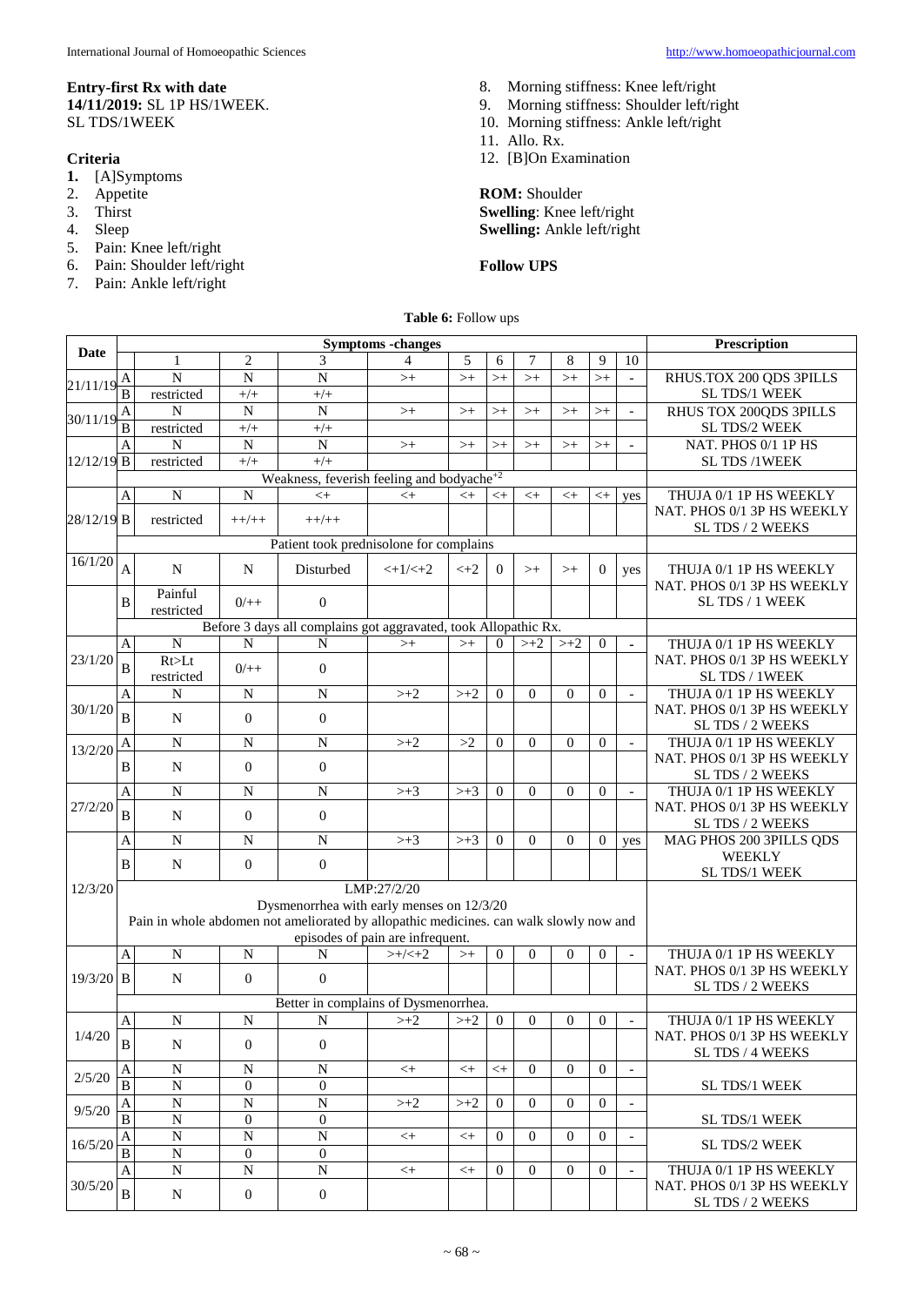**Entry-first Rx with date**
**14/11/2019:** SL 1P HS/1WEEK.
SL TDS/1WEEK

**Criteria**

1. [A]Symptoms
2. Appetite
3. Thirst
4. Sleep
5. Pain: Knee left/right
6. Pain: Shoulder left/right
7. Pain: Ankle left/right
8. Morning stiffness: Knee left/right
9. Morning stiffness: Shoulder left/right
10. Morning stiffness: Ankle left/right
11. Allo. Rx.
12. [B]On Examination

**ROM:** Shoulder
**Swelling**: Knee left/right
**Swelling:** Ankle left/right

**Follow UPS**

**Table 6:** Follow ups

| Date | | Symptoms -changes | | | | | | | | | | Prescription |
|---|---|---|---|---|---|---|---|---|---|---|---|---|
| | | 1 | 2 | 3 | 4 | 5 | 6 | 7 | 8 | 9 | 10 | |
| 21/11/19 | A | N | N | N | >+ | >+ | >+ | >+ | >+ | >+ | - | RHUS.TOX 200 QDS 3PILLS |
| | B | restricted | +/+ | +/+ | | | | | | | | SL TDS/1 WEEK |
| 30/11/19 | A | N | N | N | >+ | >+ | >+ | >+ | >+ | >+ | - | RHUS TOX 200QDS 3PILLS |
| | B | restricted | +/+ | +/+ | | | | | | | | SL TDS/2 WEEK |
| 12/12/19 | A | N | N | N | >+ | >+ | >+ | >+ | >+ | >+ | - | NAT. PHOS 0/1 1P HS |
| | B | restricted | +/+ | +/+ | | | | | | | | SL TDS /1WEEK |
| | | Weakness, feverish feeling and bodyache$^{+2}$ | | | | | | | | | | |
| 28/12/19 | A | N | N | <+ | <+ | <+ | <+ | <+ | <+ | <+ | yes | THUJA 0/1 1P HS WEEKLY |
| | B | restricted | ++/++ | ++/++ | | | | | | | | NAT. PHOS 0/1 3P HS WEEKLY SL TDS / 2 WEEKS |
| | | Patient took prednisolone for complains | | | | | | | | | | |
| 16/1/20 | A | N | N | Disturbed | <+1/<+2 | <+2 | 0 | >+ | >+ | 0 | yes | THUJA 0/1 1P HS WEEKLY |
| | B | Painful restricted | 0/++ | 0 | | | | | | | | NAT. PHOS 0/1 3P HS WEEKLY SL TDS / 1 WEEK |
| | | Before 3 days all complains got aggravated, took Allopathic Rx. | | | | | | | | | | |
| 23/1/20 | A | N | N | N | >+ | >+ | 0 | >+2 | >+2 | 0 | - | THUJA 0/1 1P HS WEEKLY |
| | B | Rt>Lt restricted | 0/++ | 0 | | | | | | | | NAT. PHOS 0/1 3P HS WEEKLY SL TDS / 1WEEK |
| 30/1/20 | A | N | N | N | >+2 | >+2 | 0 | 0 | 0 | 0 | - | THUJA 0/1 1P HS WEEKLY |
| | B | N | 0 | 0 | | | | | | | | NAT. PHOS 0/1 3P HS WEEKLY SL TDS / 2 WEEKS |
| 13/2/20 | A | N | N | N | >+2 | >2 | 0 | 0 | 0 | 0 | - | THUJA 0/1 1P HS WEEKLY |
| | B | N | 0 | 0 | | | | | | | | NAT. PHOS 0/1 3P HS WEEKLY SL TDS / 2 WEEKS |
| 27/2/20 | A | N | N | N | >+3 | >+3 | 0 | 0 | 0 | 0 | - | THUJA 0/1 1P HS WEEKLY |
| | B | N | 0 | 0 | | | | | | | | NAT. PHOS 0/1 3P HS WEEKLY SL TDS / 2 WEEKS |
| 12/3/20 | A | N | N | N | >+3 | >+3 | 0 | 0 | 0 | 0 | yes | MAG PHOS 200 3PILLS QDS |
| | B | N | 0 | 0 | | | | | | | | WEEKLY SL TDS/1 WEEK |
| | | LMP:27/2/20 Dysmenorrhea with early menses on 12/3/20 Pain in whole abdomen not ameliorated by allopathic medicines. can walk slowly now and episodes of pain are infrequent. | | | | | | | | | | |
| 19/3/20 | A | N | N | N | >+/<+2 | >+ | 0 | 0 | 0 | 0 | - | THUJA 0/1 1P HS WEEKLY |
| | B | N | 0 | 0 | | | | | | | | NAT. PHOS 0/1 3P HS WEEKLY SL TDS / 2 WEEKS |
| | | Better in complains of Dysmenorrhea. | | | | | | | | | | |
| 1/4/20 | A | N | N | N | >+2 | >+2 | 0 | 0 | 0 | 0 | - | THUJA 0/1 1P HS WEEKLY |
| | B | N | 0 | 0 | | | | | | | | NAT. PHOS 0/1 3P HS WEEKLY SL TDS / 4 WEEKS |
| 2/5/20 | A | N | N | N | <+ | <+ | <+ | 0 | 0 | 0 | - | |
| | B | N | 0 | 0 | | | | | | | | SL TDS/1 WEEK |
| 9/5/20 | A | N | N | N | >+2 | >+2 | 0 | 0 | 0 | 0 | - | |
| | B | N | 0 | 0 | | | | | | | | SL TDS/1 WEEK |
| 16/5/20 | A | N | N | N | <+ | <+ | 0 | 0 | 0 | 0 | - | SL TDS/2 WEEK |
| | B | N | 0 | 0 | | | | | | | | |
| 30/5/20 | A | N | N | N | <+ | <+ | 0 | 0 | 0 | 0 | - | THUJA 0/1 1P HS WEEKLY |
| | B | N | 0 | 0 | | | | | | | | NAT. PHOS 0/1 3P HS WEEKLY SL TDS / 2 WEEKS |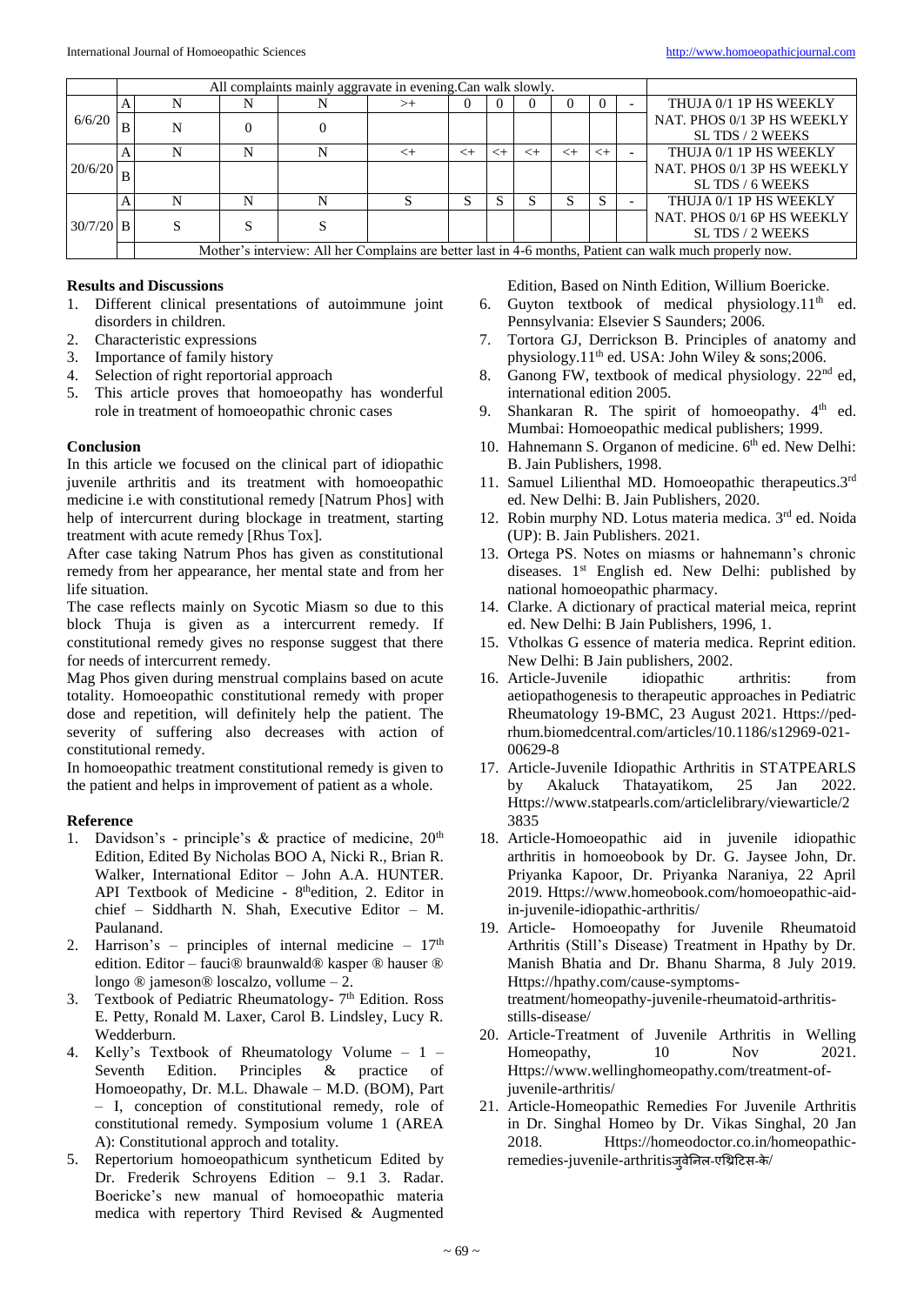| | | | | | | | | | | | | | |
|---|---|---|---|---|---|---|---|---|---|---|---|---|---|
| | All complaints mainly aggravate in evening.Can walk slowly. | | | | | | | | | | | | |
| 6/6/20 | A | N | N | N | >+ | 0 | 0 | 0 | 0 | 0 | - | THUJA 0/1 1P HS WEEKLY |
| | B | N | 0 | 0 | | | | | | | | NAT. PHOS 0/1 3P HS WEEKLY SL TDS / 2 WEEKS |
| 20/6/20 | A | N | N | N | <+ | <+ | <+ | <+ | <+ | <+ | - | THUJA 0/1 1P HS WEEKLY |
| | B | | | | | | | | | | | NAT. PHOS 0/1 3P HS WEEKLY SL TDS / 6 WEEKS |
| 30/7/20 | A | N | N | N | S | S | S | S | S | S | - | THUJA 0/1 1P HS WEEKLY |
| | B | S | S | S | | | | | | | | NAT. PHOS 0/1 6P HS WEEKLY SL TDS / 2 WEEKS |
| | Mother's interview: All her Complains are better last in 4-6 months, Patient can walk much properly now. | | | | | | | | | | | | |

## Results and Discussions

1. Different clinical presentations of autoimmune joint disorders in children.
2. Characteristic expressions
3. Importance of family history
4. Selection of right reportorial approach
5. This article proves that homoeopathy has wonderful role in treatment of homoeopathic chronic cases

## Conclusion

In this article we focused on the clinical part of idiopathic juvenile arthritis and its treatment with homoeopathic medicine i.e with constitutional remedy [Natrum Phos] with help of intercurrent during blockage in treatment, starting treatment with acute remedy [Rhus Tox].

After case taking Natrum Phos has given as constitutional remedy from her appearance, her mental state and from her life situation.

The case reflects mainly on Sycotic Miasm so due to this block Thuja is given as a intercurrent remedy. If constitutional remedy gives no response suggest that there for needs of intercurrent remedy.

Mag Phos given during menstrual complains based on acute totality. Homoeopathic constitutional remedy with proper dose and repetition, will definitely help the patient. The severity of suffering also decreases with action of constitutional remedy.

In homoeopathic treatment constitutional remedy is given to the patient and helps in improvement of patient as a whole.

## Reference

1. Davidson's - principle's & practice of medicine, 20th Edition, Edited By Nicholas BOO A, Nicki R., Brian R. Walker, International Editor – John A.A. HUNTER. API Textbook of Medicine - 8th edition, 2. Editor in chief – Siddharth N. Shah, Executive Editor – M. Paulanand.
2. Harrison's – principles of internal medicine – 17th edition. Editor – fauci® braunwald® kasper ® hauser ® longo ® jameson® loscalzo, vollume – 2.
3. Textbook of Pediatric Rheumatology- 7th Edition. Ross E. Petty, Ronald M. Laxer, Carol B. Lindsley, Lucy R. Wedderburn.
4. Kelly's Textbook of Rheumatology Volume – 1 – Seventh Edition. Principles & practice of Homoeopathy, Dr. M.L. Dhawale – M.D. (BOM), Part – I, conception of constitutional remedy, role of constitutional remedy. Symposium volume 1 (AREA A): Constitutional approch and totality.
5. Repertorium homoeopathicum syntheticum Edited by Dr. Frederik Schroyens Edition – 9.1 3. Radar. Boericke's new manual of homoeopathic materia medica with repertory Third Revised & Augmented Edition, Based on Ninth Edition, Willium Boericke.
6. Guyton textbook of medical physiology.11th ed. Pennsylvania: Elsevier S Saunders; 2006.
7. Tortora GJ, Derrickson B. Principles of anatomy and physiology.11th ed. USA: John Wiley & sons;2006.
8. Ganong FW, textbook of medical physiology. 22nd ed, international edition 2005.
9. Shankaran R. The spirit of homoeopathy. 4th ed. Mumbai: Homoeopathic medical publishers; 1999.
10. Hahnemann S. Organon of medicine. 6th ed. New Delhi: B. Jain Publishers, 1998.
11. Samuel Lilienthal MD. Homoeopathic therapeutics.3rd ed. New Delhi: B. Jain Publishers, 2020.
12. Robin murphy ND. Lotus materia medica. 3rd ed. Noida (UP): B. Jain Publishers. 2021.
13. Ortega PS. Notes on miasms or hahnemann's chronic diseases. 1st English ed. New Delhi: published by national homoeopathic pharmacy.
14. Clarke. A dictionary of practical material meica, reprint ed. New Delhi: B Jain Publishers, 1996, 1.
15. Vtholkas G essence of materia medica. Reprint edition. New Delhi: B Jain publishers, 2002.
16. Article-Juvenile idiopathic arthritis: from aetiopathogenesis to therapeutic approaches in Pediatric Rheumatology 19-BMC, 23 August 2021. Https://ped-rhum.biomedcentral.com/articles/10.1186/s12969-021-00629-8
17. Article-Juvenile Idiopathic Arthritis in STATPEARLS by Akaluck Thatayatikom, 25 Jan 2022. Https://www.statpearls.com/articlelibrary/viewarticle/23835
18. Article-Homoeopathic aid in juvenile idiopathic arthritis in homoeobook by Dr. G. Jaysee John, Dr. Priyanka Kapoor, Dr. Priyanka Naraniya, 22 April 2019. Https://www.homeobook.com/homoeopathic-aid-in-juvenile-idiopathic-arthritis/
19. Article- Homoeopathy for Juvenile Rheumatoid Arthritis (Still's Disease) Treatment in Hpathy by Dr. Manish Bhatia and Dr. Bhanu Sharma, 8 July 2019. Https://hpathy.com/cause-symptoms-treatment/homeopathy-juvenile-rheumatoid-arthritis-stills-disease/
20. Article-Treatment of Juvenile Arthritis in Welling Homeopathy, 10 Nov 2021. Https://www.wellinghomeopathy.com/treatment-of-juvenile-arthritis/
21. Article-Homeopathic Remedies For Juvenile Arthritis in Dr. Singhal Homeo by Dr. Vikas Singhal, 20 Jan 2018. Https://homeodoctor.co.in/homeopathic-remedies-juvenile-arthritisजुवेनिल-एथ्रिटिस-के/